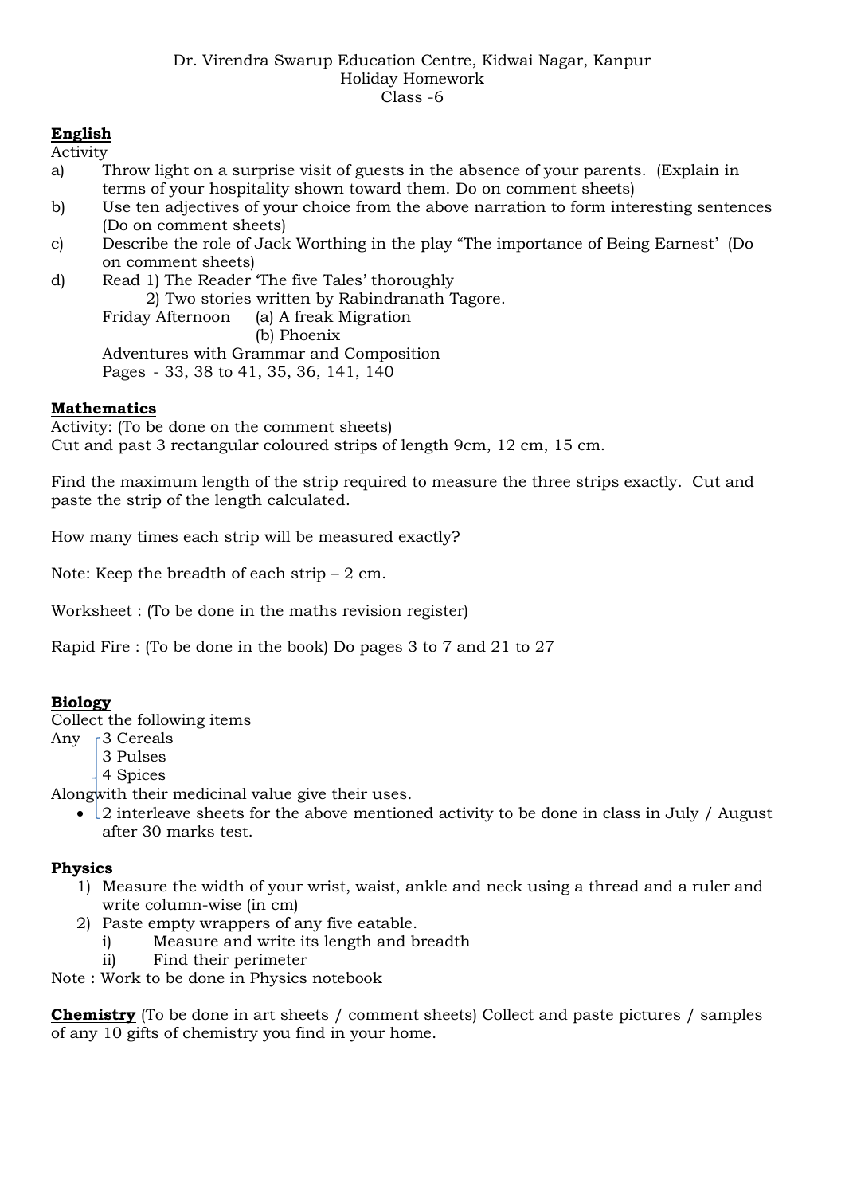Dr. Virendra Swarup Education Centre, Kidwai Nagar, Kanpur
Holiday Homework
Class -6

**English**

Activity

a) Throw light on a surprise visit of guests in the absence of your parents. (Explain in terms of your hospitality shown toward them. Do on comment sheets)

b) Use ten adjectives of your choice from the above narration to form interesting sentences (Do on comment sheets)

c) Describe the role of Jack Worthing in the play "The importance of Being Earnest' (Do on comment sheets)

d) Read 1) The Reader 'The five Tales' thoroughly
   2) Two stories written by Rabindranath Tagore.
   Friday Afternoon (a) A freak Migration
   (b) Phoenix
   Adventures with Grammar and Composition
   Pages - 33, 38 to 41, 35, 36, 141, 140

**Mathematics**

Activity: (To be done on the comment sheets)
Cut and past 3 rectangular coloured strips of length 9cm, 12 cm, 15 cm.

Find the maximum length of the strip required to measure the three strips exactly. Cut and paste the strip of the length calculated.

How many times each strip will be measured exactly?

Note: Keep the breadth of each strip – 2 cm.

Worksheet : (To be done in the maths revision register)

Rapid Fire : (To be done in the book) Do pages 3 to 7 and 21 to 27

**Biology**

Collect the following items

Any
- 3 Cereals
- 3 Pulses
- 4 Spices

Alongwith their medicinal value give their uses.

- 2 interleave sheets for the above mentioned activity to be done in class in July / August after 30 marks test.

**Physics**

1) Measure the width of your wrist, waist, ankle and neck using a thread and a ruler and write column-wise (in cm)
2) Paste empty wrappers of any five eatable.
   i) Measure and write its length and breadth
   ii) Find their perimeter

Note : Work to be done in Physics notebook

**Chemistry** (To be done in art sheets / comment sheets) Collect and paste pictures / samples of any 10 gifts of chemistry you find in your home.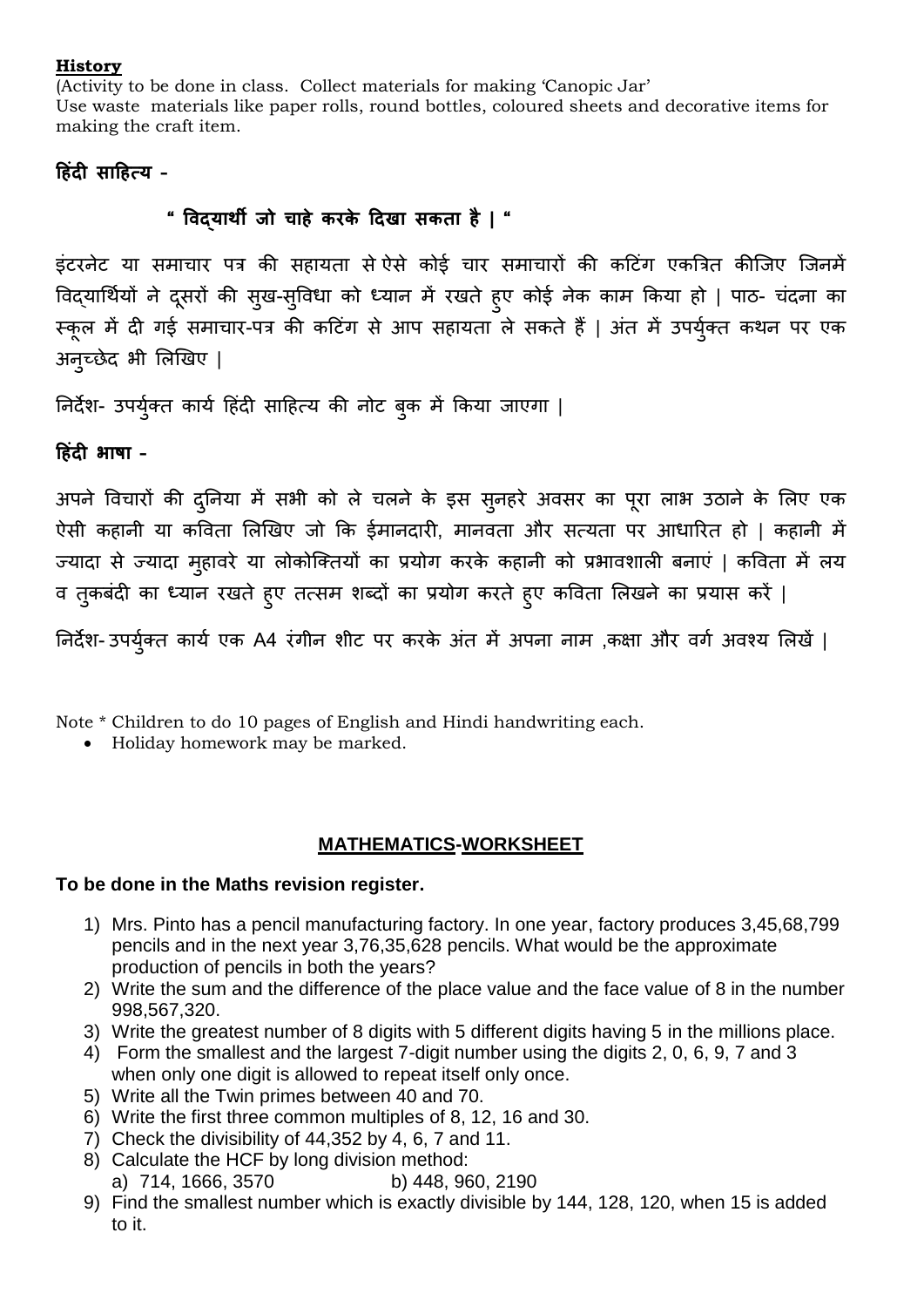**History**

(Activity to be done in class. Collect materials for making 'Canopic Jar'
Use waste materials like paper rolls, round bottles, coloured sheets and decorative items for making the craft item.

**हिंदी साहित्य -**

**" विद्यार्थी जो चाहे करके दिखा सकता है | "**

इंटरनेट या समाचार पत्र की सहायता से ऐसे कोई चार समाचारों की कटिंग एकत्रित कीजिए जिनमें विद्यार्थियों ने दूसरों की सुख-सुविधा को ध्यान में रखते हुए कोई नेक काम किया हो | पाठ- चंदना का स्कूल में दी गई समाचार-पत्र की कटिंग से आप सहायता ले सकते हैं | अंत में उपर्युक्त कथन पर एक अनुच्छेद भी लिखिए |

निर्देश- उपर्युक्त कार्य हिंदी साहित्य की नोट बुक में किया जाएगा |

**हिंदी भाषा -**

अपने विचारों की दुनिया में सभी को ले चलने के इस सुनहरे अवसर का पूरा लाभ उठाने के लिए एक ऐसी कहानी या कविता लिखिए जो कि ईमानदारी, मानवता और सत्यता पर आधारित हो | कहानी में ज्यादा से ज्यादा मुहावरे या लोकोक्तियों का प्रयोग करके कहानी को प्रभावशाली बनाएं | कविता में लय व तुकबंदी का ध्यान रखते हुए तत्सम शब्दों का प्रयोग करते हुए कविता लिखने का प्रयास करें |

निर्देश- उपर्युक्त कार्य एक A4 रंगीन शीट पर करके अंत में अपना नाम ,कक्षा और वर्ग अवश्य लिखें |

Note * Children to do 10 pages of English and Hindi handwriting each.

- Holiday homework may be marked.

## MATHEMATICS-WORKSHEET

**To be done in the Maths revision register.**

1) Mrs. Pinto has a pencil manufacturing factory. In one year, factory produces 3,45,68,799 pencils and in the next year 3,76,35,628 pencils. What would be the approximate production of pencils in both the years?
2) Write the sum and the difference of the place value and the face value of 8 in the number 998,567,320.
3) Write the greatest number of 8 digits with 5 different digits having 5 in the millions place.
4) Form the smallest and the largest 7-digit number using the digits 2, 0, 6, 9, 7 and 3 when only one digit is allowed to repeat itself only once.
5) Write all the Twin primes between 40 and 70.
6) Write the first three common multiples of 8, 12, 16 and 30.
7) Check the divisibility of 44,352 by 4, 6, 7 and 11.
8) Calculate the HCF by long division method:
   a) 714, 1666, 3570 b) 448, 960, 2190
9) Find the smallest number which is exactly divisible by 144, 128, 120, when 15 is added to it.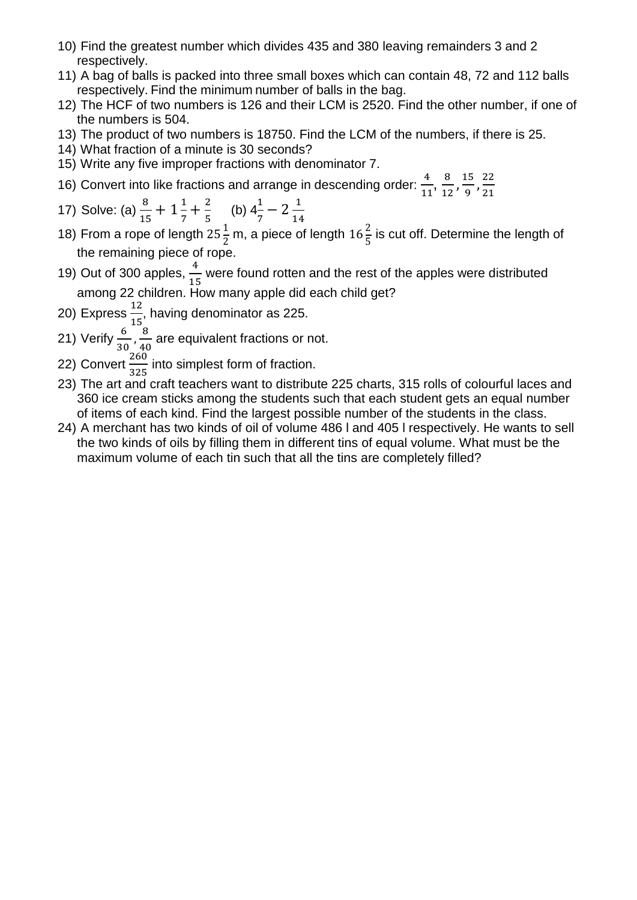10) Find the greatest number which divides 435 and 380 leaving remainders 3 and 2 respectively.

11) A bag of balls is packed into three small boxes which can contain 48, 72 and 112 balls respectively. Find the minimum number of balls in the bag.

12) The HCF of two numbers is 126 and their LCM is 2520. Find the other number, if one of the numbers is 504.

13) The product of two numbers is 18750. Find the LCM of the numbers, if there is 25.

14) What fraction of a minute is 30 seconds?

15) Write any five improper fractions with denominator 7.

16) Convert into like fractions and arrange in descending order: $\frac{4}{11}, \frac{8}{12}, \frac{15}{9}, \frac{22}{21}$

17) Solve: (a) $\frac{8}{15} + 1\frac{1}{7} + \frac{2}{5}$ (b) $4\frac{1}{7} - 2\frac{1}{14}$

18) From a rope of length $25\frac{1}{2}$ m, a piece of length $16\frac{2}{5}$ is cut off. Determine the length of the remaining piece of rope.

19) Out of 300 apples, $\frac{4}{15}$ were found rotten and the rest of the apples were distributed among 22 children. How many apple did each child get?

20) Express $\frac{12}{15}$, having denominator as 225.

21) Verify $\frac{6}{30}, \frac{8}{40}$ are equivalent fractions or not.

22) Convert $\frac{260}{325}$ into simplest form of fraction.

23) The art and craft teachers want to distribute 225 charts, 315 rolls of colourful laces and 360 ice cream sticks among the students such that each student gets an equal number of items of each kind. Find the largest possible number of the students in the class.

24) A merchant has two kinds of oil of volume 486 l and 405 l respectively. He wants to sell the two kinds of oils by filling them in different tins of equal volume. What must be the maximum volume of each tin such that all the tins are completely filled?